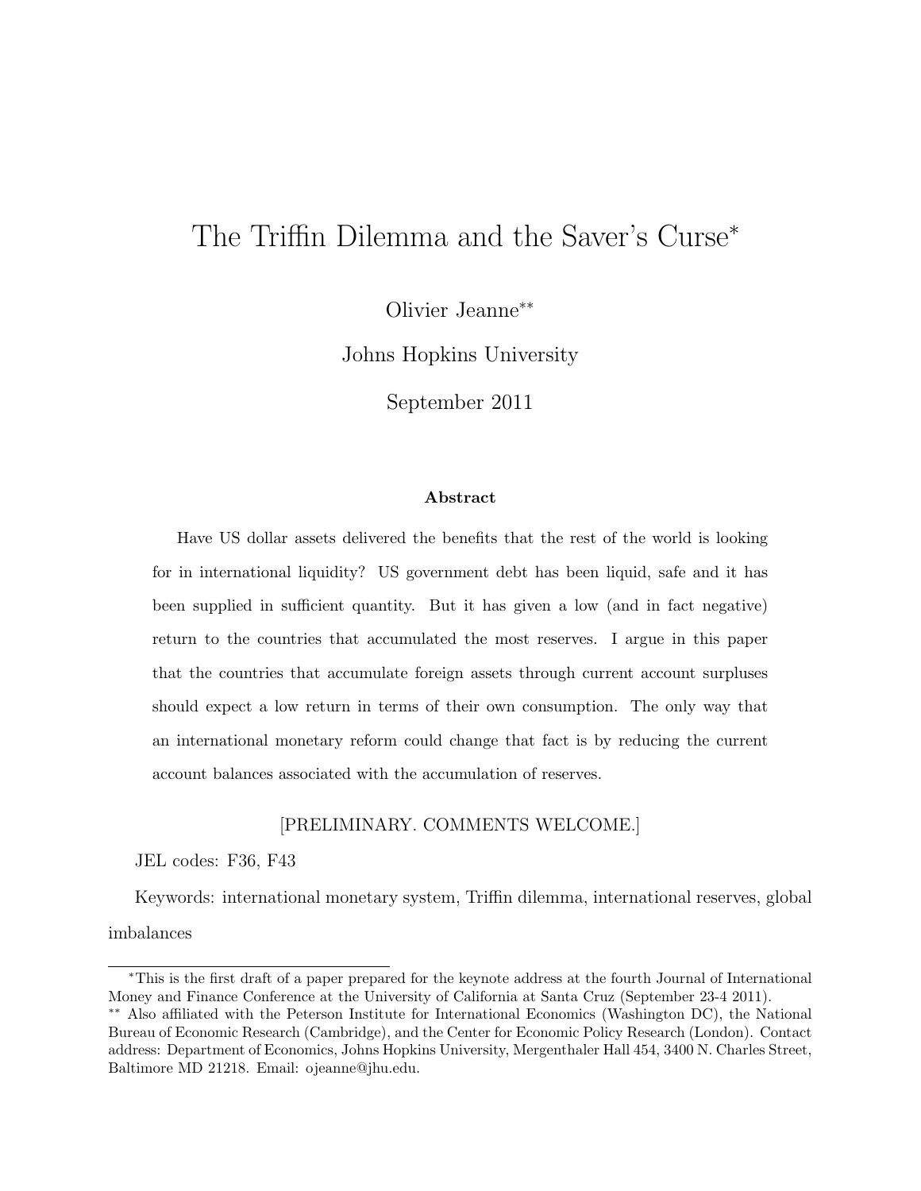# The Triffin Dilemma and the Saver's Curse*

Olivier Jeanne**

Johns Hopkins University

September 2011

### Abstract

Have US dollar assets delivered the benefits that the rest of the world is looking for in international liquidity? US government debt has been liquid, safe and it has been supplied in sufficient quantity. But it has given a low (and in fact negative) return to the countries that accumulated the most reserves. I argue in this paper that the countries that accumulate foreign assets through current account surpluses should expect a low return in terms of their own consumption. The only way that an international monetary reform could change that fact is by reducing the current account balances associated with the accumulation of reserves.

[PRELIMINARY. COMMENTS WELCOME.]

JEL codes: F36, F43

Keywords: international monetary system, Triffin dilemma, international reserves, global imbalances

---

*This is the first draft of a paper prepared for the keynote address at the fourth Journal of International Money and Finance Conference at the University of California at Santa Cruz (September 23-4 2011).

** Also affiliated with the Peterson Institute for International Economics (Washington DC), the National Bureau of Economic Research (Cambridge), and the Center for Economic Policy Research (London). Contact address: Department of Economics, Johns Hopkins University, Mergenthaler Hall 454, 3400 N. Charles Street, Baltimore MD 21218. Email: ojeanne@jhu.edu.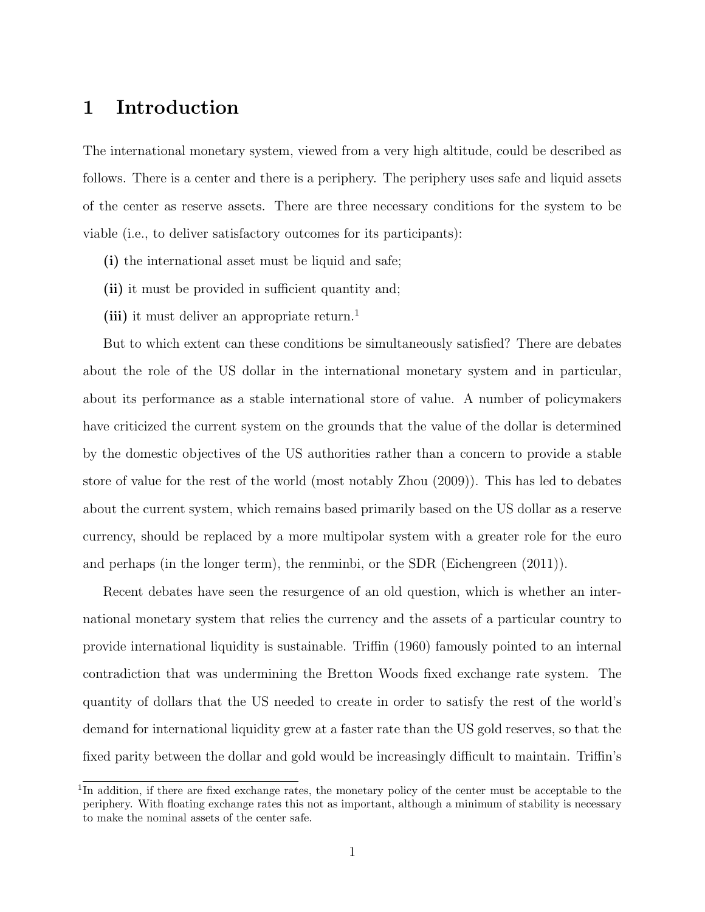# 1 Introduction

The international monetary system, viewed from a very high altitude, could be described as follows. There is a center and there is a periphery. The periphery uses safe and liquid assets of the center as reserve assets. There are three necessary conditions for the system to be viable (i.e., to deliver satisfactory outcomes for its participants):

**(i)** the international asset must be liquid and safe;

**(ii)** it must be provided in sufficient quantity and;

**(iii)** it must deliver an appropriate return.[1]

But to which extent can these conditions be simultaneously satisfied? There are debates about the role of the US dollar in the international monetary system and in particular, about its performance as a stable international store of value. A number of policymakers have criticized the current system on the grounds that the value of the dollar is determined by the domestic objectives of the US authorities rather than a concern to provide a stable store of value for the rest of the world (most notably Zhou (2009)). This has led to debates about the current system, which remains based primarily based on the US dollar as a reserve currency, should be replaced by a more multipolar system with a greater role for the euro and perhaps (in the longer term), the renminbi, or the SDR (Eichengreen (2011)).

Recent debates have seen the resurgence of an old question, which is whether an international monetary system that relies the currency and the assets of a particular country to provide international liquidity is sustainable. Triffin (1960) famously pointed to an internal contradiction that was undermining the Bretton Woods fixed exchange rate system. The quantity of dollars that the US needed to create in order to satisfy the rest of the world's demand for international liquidity grew at a faster rate than the US gold reserves, so that the fixed parity between the dollar and gold would be increasingly difficult to maintain. Triffin's

[1] In addition, if there are fixed exchange rates, the monetary policy of the center must be acceptable to the periphery. With floating exchange rates this not as important, although a minimum of stability is necessary to make the nominal assets of the center safe.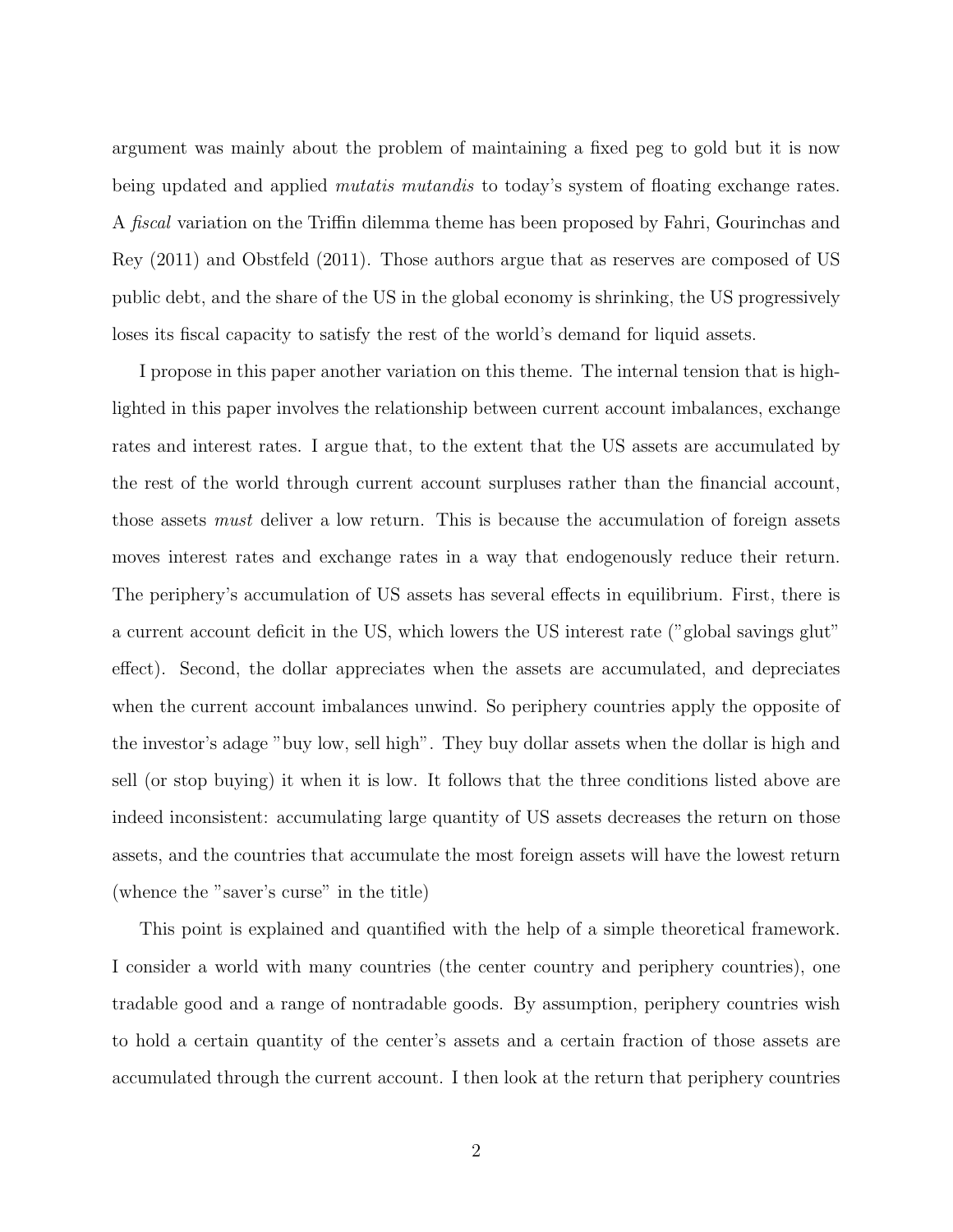argument was mainly about the problem of maintaining a fixed peg to gold but it is now being updated and applied *mutatis mutandis* to today's system of floating exchange rates. A *fiscal* variation on the Triffin dilemma theme has been proposed by Fahri, Gourinchas and Rey (2011) and Obstfeld (2011). Those authors argue that as reserves are composed of US public debt, and the share of the US in the global economy is shrinking, the US progressively loses its fiscal capacity to satisfy the rest of the world's demand for liquid assets.

I propose in this paper another variation on this theme. The internal tension that is highlighted in this paper involves the relationship between current account imbalances, exchange rates and interest rates. I argue that, to the extent that the US assets are accumulated by the rest of the world through current account surpluses rather than the financial account, those assets *must* deliver a low return. This is because the accumulation of foreign assets moves interest rates and exchange rates in a way that endogenously reduce their return. The periphery's accumulation of US assets has several effects in equilibrium. First, there is a current account deficit in the US, which lowers the US interest rate ("global savings glut" effect). Second, the dollar appreciates when the assets are accumulated, and depreciates when the current account imbalances unwind. So periphery countries apply the opposite of the investor's adage "buy low, sell high". They buy dollar assets when the dollar is high and sell (or stop buying) it when it is low. It follows that the three conditions listed above are indeed inconsistent: accumulating large quantity of US assets decreases the return on those assets, and the countries that accumulate the most foreign assets will have the lowest return (whence the "saver's curse" in the title)

This point is explained and quantified with the help of a simple theoretical framework. I consider a world with many countries (the center country and periphery countries), one tradable good and a range of nontradable goods. By assumption, periphery countries wish to hold a certain quantity of the center's assets and a certain fraction of those assets are accumulated through the current account. I then look at the return that periphery countries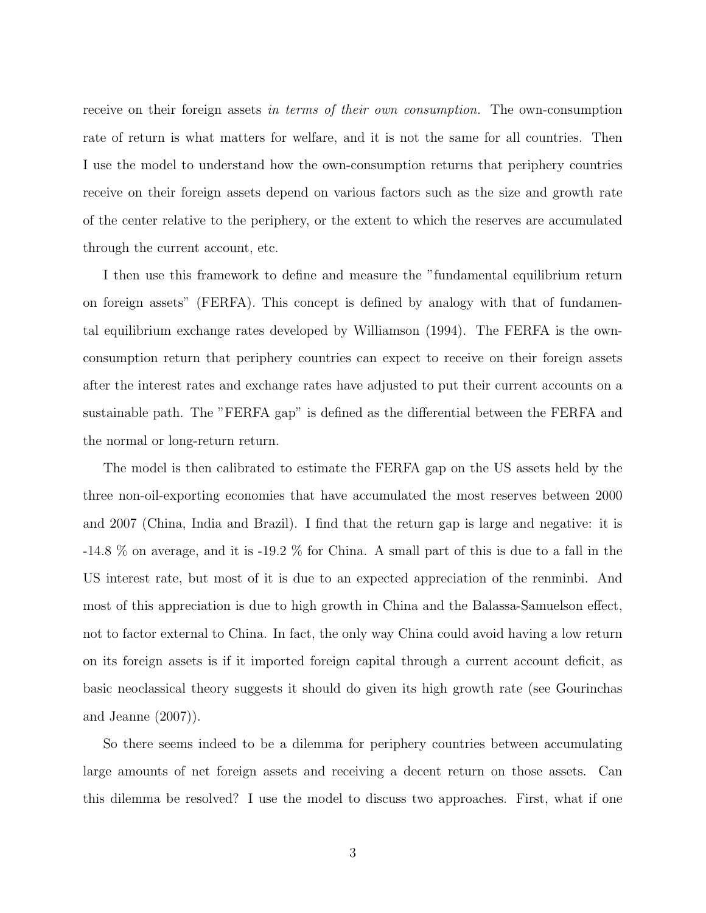receive on their foreign assets *in terms of their own consumption.* The own-consumption rate of return is what matters for welfare, and it is not the same for all countries. Then I use the model to understand how the own-consumption returns that periphery countries receive on their foreign assets depend on various factors such as the size and growth rate of the center relative to the periphery, or the extent to which the reserves are accumulated through the current account, etc.

I then use this framework to define and measure the "fundamental equilibrium return on foreign assets" (FERFA). This concept is defined by analogy with that of fundamental equilibrium exchange rates developed by Williamson (1994). The FERFA is the own-consumption return that periphery countries can expect to receive on their foreign assets after the interest rates and exchange rates have adjusted to put their current accounts on a sustainable path. The "FERFA gap" is defined as the differential between the FERFA and the normal or long-return return.

The model is then calibrated to estimate the FERFA gap on the US assets held by the three non-oil-exporting economies that have accumulated the most reserves between 2000 and 2007 (China, India and Brazil). I find that the return gap is large and negative: it is -14.8 % on average, and it is -19.2 % for China. A small part of this is due to a fall in the US interest rate, but most of it is due to an expected appreciation of the renminbi. And most of this appreciation is due to high growth in China and the Balassa-Samuelson effect, not to factor external to China. In fact, the only way China could avoid having a low return on its foreign assets is if it imported foreign capital through a current account deficit, as basic neoclassical theory suggests it should do given its high growth rate (see Gourinchas and Jeanne (2007)).

So there seems indeed to be a dilemma for periphery countries between accumulating large amounts of net foreign assets and receiving a decent return on those assets. Can this dilemma be resolved? I use the model to discuss two approaches. First, what if one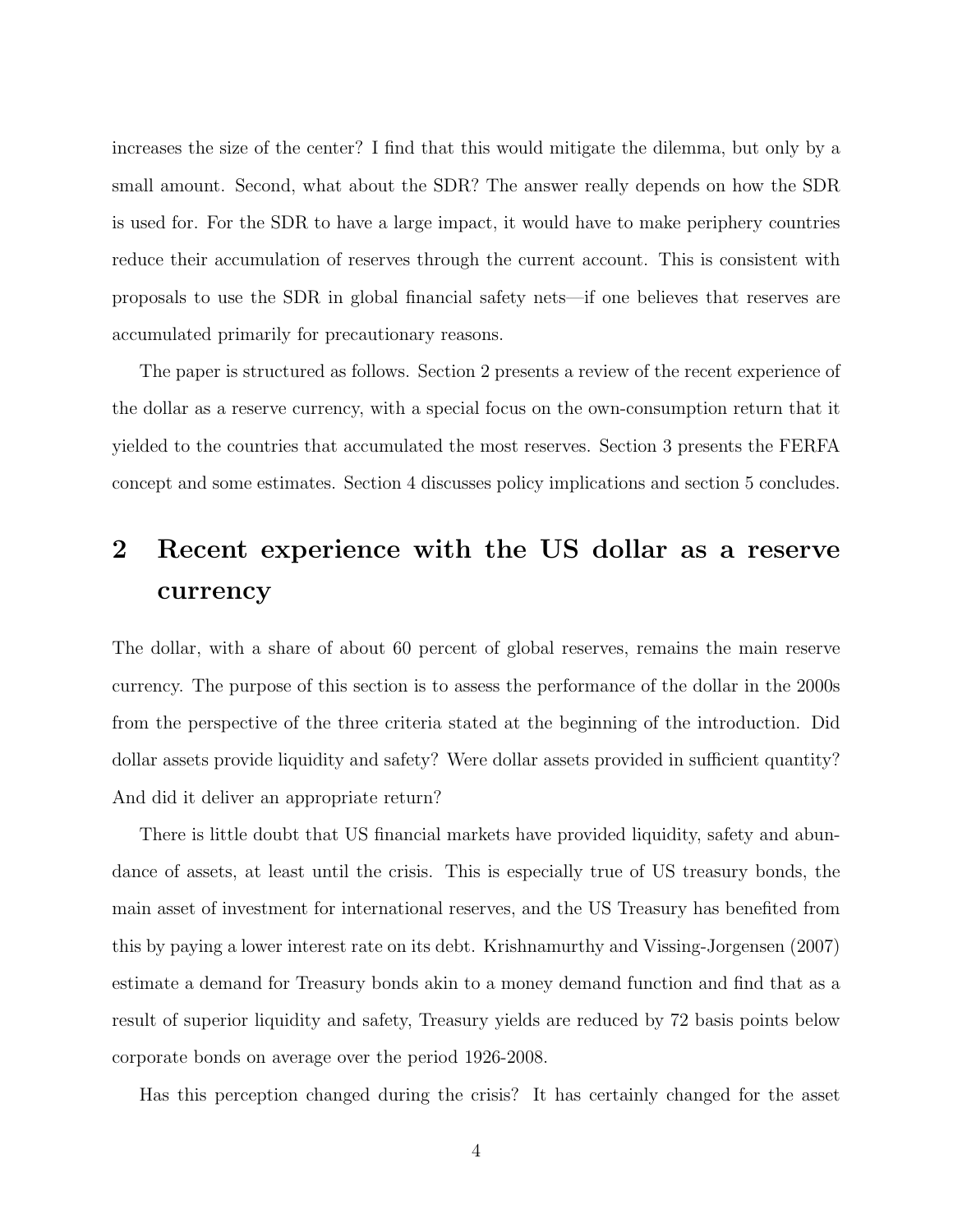increases the size of the center? I find that this would mitigate the dilemma, but only by a small amount. Second, what about the SDR? The answer really depends on how the SDR is used for. For the SDR to have a large impact, it would have to make periphery countries reduce their accumulation of reserves through the current account. This is consistent with proposals to use the SDR in global financial safety nets—if one believes that reserves are accumulated primarily for precautionary reasons.

The paper is structured as follows. Section 2 presents a review of the recent experience of the dollar as a reserve currency, with a special focus on the own-consumption return that it yielded to the countries that accumulated the most reserves. Section 3 presents the FERFA concept and some estimates. Section 4 discusses policy implications and section 5 concludes.

## 2 Recent experience with the US dollar as a reserve currency

The dollar, with a share of about 60 percent of global reserves, remains the main reserve currency. The purpose of this section is to assess the performance of the dollar in the 2000s from the perspective of the three criteria stated at the beginning of the introduction. Did dollar assets provide liquidity and safety? Were dollar assets provided in sufficient quantity? And did it deliver an appropriate return?

There is little doubt that US financial markets have provided liquidity, safety and abundance of assets, at least until the crisis. This is especially true of US treasury bonds, the main asset of investment for international reserves, and the US Treasury has benefited from this by paying a lower interest rate on its debt. Krishnamurthy and Vissing-Jorgensen (2007) estimate a demand for Treasury bonds akin to a money demand function and find that as a result of superior liquidity and safety, Treasury yields are reduced by 72 basis points below corporate bonds on average over the period 1926-2008.

Has this perception changed during the crisis? It has certainly changed for the asset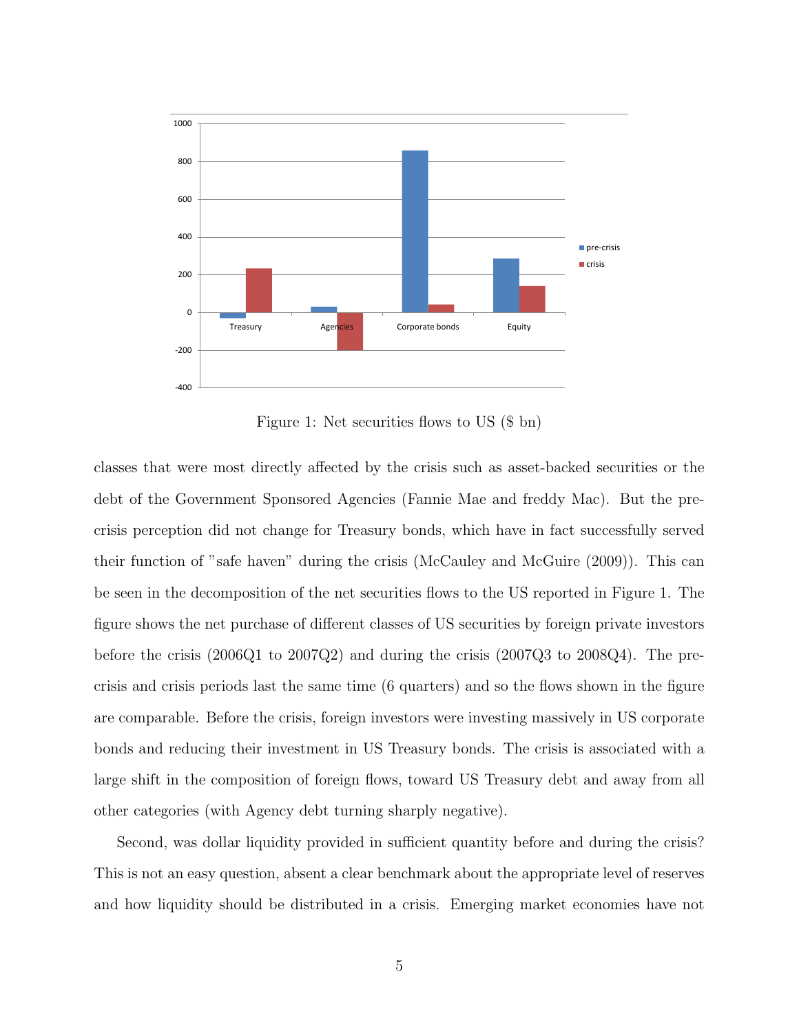Figure 1: Net securities flows to US ($ bn)

classes that were most directly affected by the crisis such as asset-backed securities or the debt of the Government Sponsored Agencies (Fannie Mae and freddy Mac). But the pre-crisis perception did not change for Treasury bonds, which have in fact successfully served their function of "safe haven" during the crisis (McCauley and McGuire (2009)). This can be seen in the decomposition of the net securities flows to the US reported in Figure 1. The figure shows the net purchase of different classes of US securities by foreign private investors before the crisis (2006Q1 to 2007Q2) and during the crisis (2007Q3 to 2008Q4). The pre-crisis and crisis periods last the same time (6 quarters) and so the flows shown in the figure are comparable. Before the crisis, foreign investors were investing massively in US corporate bonds and reducing their investment in US Treasury bonds. The crisis is associated with a large shift in the composition of foreign flows, toward US Treasury debt and away from all other categories (with Agency debt turning sharply negative).

Second, was dollar liquidity provided in sufficient quantity before and during the crisis? This is not an easy question, absent a clear benchmark about the appropriate level of reserves and how liquidity should be distributed in a crisis. Emerging market economies have not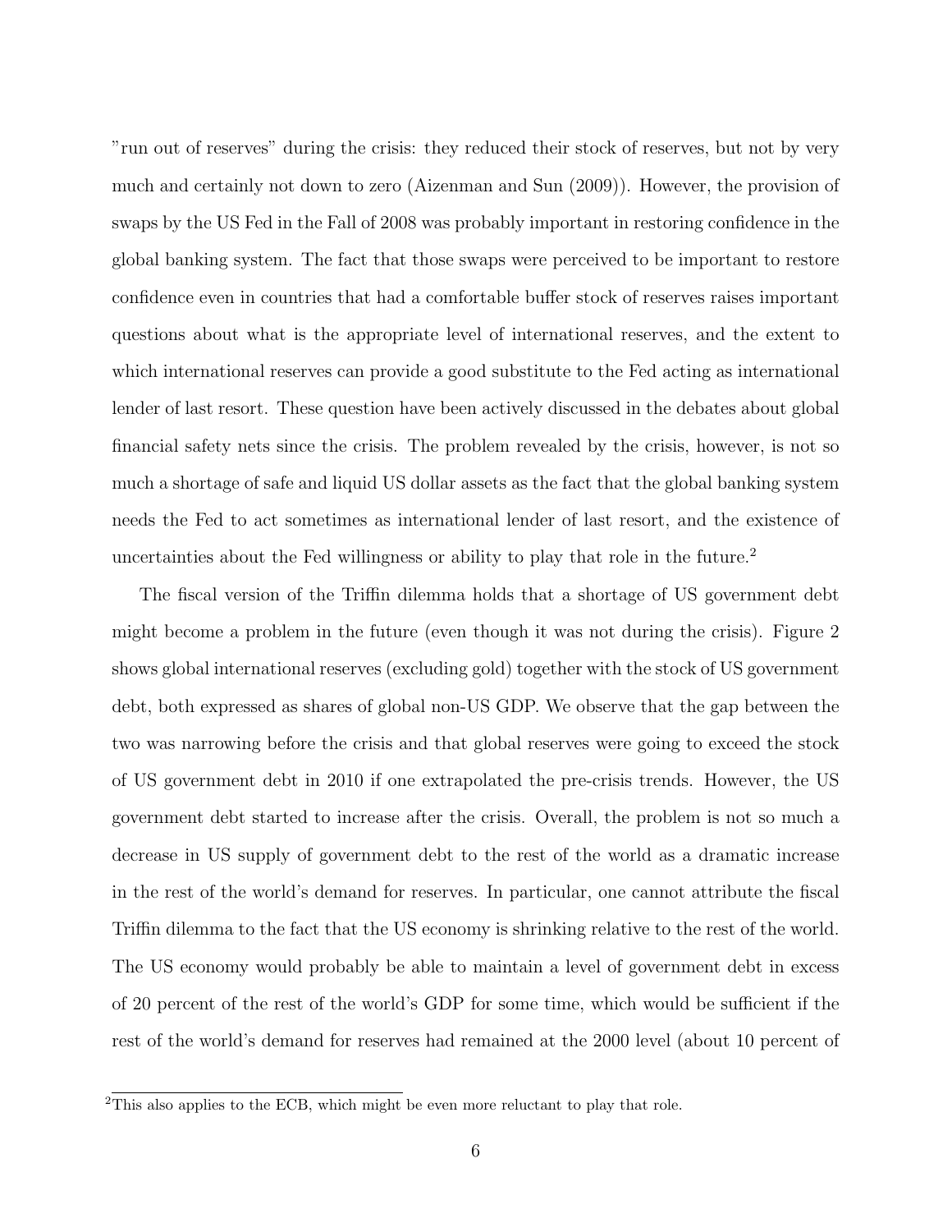"run out of reserves" during the crisis: they reduced their stock of reserves, but not by very much and certainly not down to zero (Aizenman and Sun (2009)). However, the provision of swaps by the US Fed in the Fall of 2008 was probably important in restoring confidence in the global banking system. The fact that those swaps were perceived to be important to restore confidence even in countries that had a comfortable buffer stock of reserves raises important questions about what is the appropriate level of international reserves, and the extent to which international reserves can provide a good substitute to the Fed acting as international lender of last resort. These question have been actively discussed in the debates about global financial safety nets since the crisis. The problem revealed by the crisis, however, is not so much a shortage of safe and liquid US dollar assets as the fact that the global banking system needs the Fed to act sometimes as international lender of last resort, and the existence of uncertainties about the Fed willingness or ability to play that role in the future.[2]

The fiscal version of the Triffin dilemma holds that a shortage of US government debt might become a problem in the future (even though it was not during the crisis). Figure 2 shows global international reserves (excluding gold) together with the stock of US government debt, both expressed as shares of global non-US GDP. We observe that the gap between the two was narrowing before the crisis and that global reserves were going to exceed the stock of US government debt in 2010 if one extrapolated the pre-crisis trends. However, the US government debt started to increase after the crisis. Overall, the problem is not so much a decrease in US supply of government debt to the rest of the world as a dramatic increase in the rest of the world's demand for reserves. In particular, one cannot attribute the fiscal Triffin dilemma to the fact that the US economy is shrinking relative to the rest of the world. The US economy would probably be able to maintain a level of government debt in excess of 20 percent of the rest of the world's GDP for some time, which would be sufficient if the rest of the world's demand for reserves had remained at the 2000 level (about 10 percent of

[2]This also applies to the ECB, which might be even more reluctant to play that role.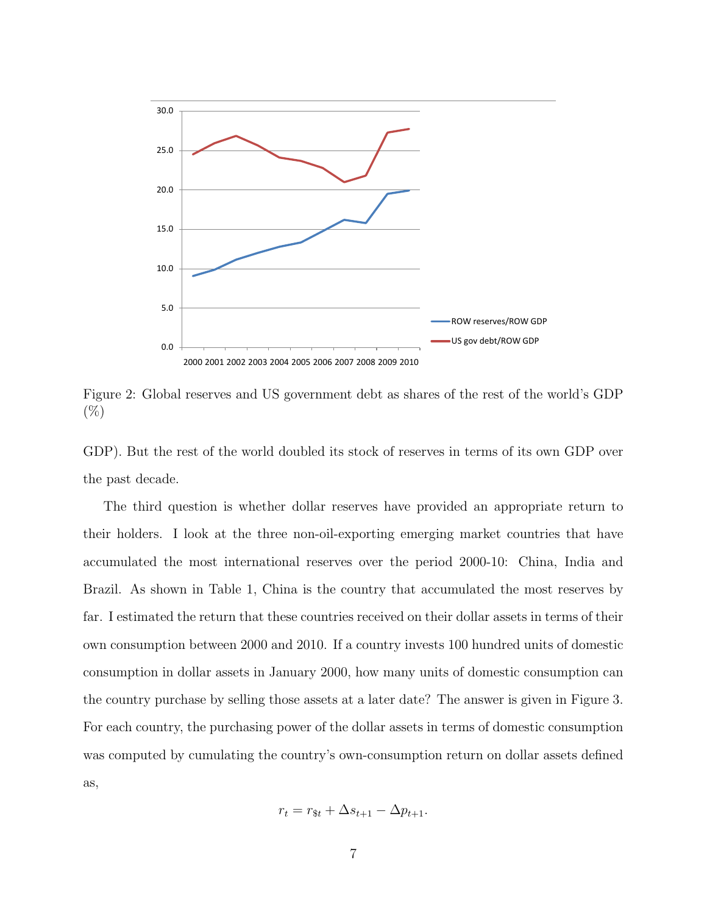Figure 2: Global reserves and US government debt as shares of the rest of the world's GDP (%)

GDP). But the rest of the world doubled its stock of reserves in terms of its own GDP over the past decade.

The third question is whether dollar reserves have provided an appropriate return to their holders. I look at the three non-oil-exporting emerging market countries that have accumulated the most international reserves over the period 2000-10: China, India and Brazil. As shown in Table 1, China is the country that accumulated the most reserves by far. I estimated the return that these countries received on their dollar assets in terms of their own consumption between 2000 and 2010. If a country invests 100 hundred units of domestic consumption in dollar assets in January 2000, how many units of domestic consumption can the country purchase by selling those assets at a later date? The answer is given in Figure 3. For each country, the purchasing power of the dollar assets in terms of domestic consumption was computed by cumulating the country's own-consumption return on dollar assets defined as,

$$r_t = r_{\$t} + \Delta s_{t+1} - \Delta p_{t+1}.$$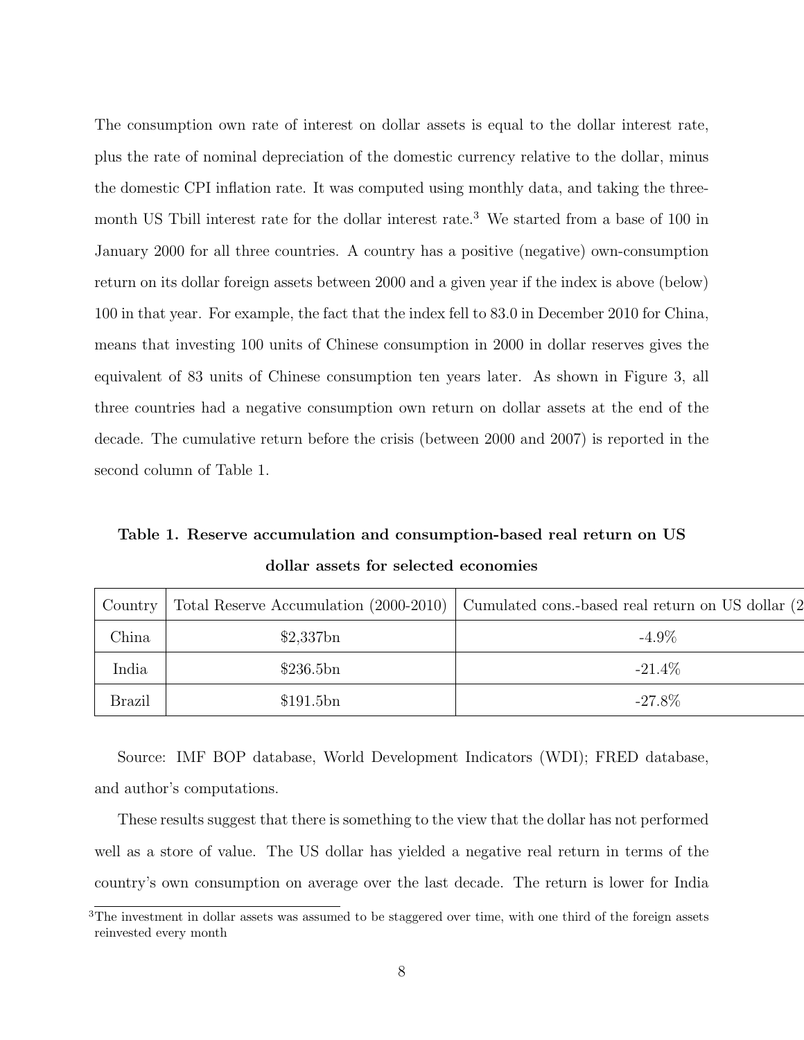The consumption own rate of interest on dollar assets is equal to the dollar interest rate, plus the rate of nominal depreciation of the domestic currency relative to the dollar, minus the domestic CPI inflation rate. It was computed using monthly data, and taking the three-month US Tbill interest rate for the dollar interest rate.[3] We started from a base of 100 in January 2000 for all three countries. A country has a positive (negative) own-consumption return on its dollar foreign assets between 2000 and a given year if the index is above (below) 100 in that year. For example, the fact that the index fell to 83.0 in December 2010 for China, means that investing 100 units of Chinese consumption in 2000 in dollar reserves gives the equivalent of 83 units of Chinese consumption ten years later. As shown in Figure 3, all three countries had a negative consumption own return on dollar assets at the end of the decade. The cumulative return before the crisis (between 2000 and 2007) is reported in the second column of Table 1.

**Table 1. Reserve accumulation and consumption-based real return on US dollar assets for selected economies**

| Country | Total Reserve Accumulation (2000-2010) | Cumulated cons.-based real return on US dollar (2 |
|---|---|---|
| China | $2,337bn | -4.9% |
| India | $236.5bn | -21.4% |
| Brazil | $191.5bn | -27.8% |

Source: IMF BOP database, World Development Indicators (WDI); FRED database, and author's computations.

These results suggest that there is something to the view that the dollar has not performed well as a store of value. The US dollar has yielded a negative real return in terms of the country's own consumption on average over the last decade. The return is lower for India

[3] The investment in dollar assets was assumed to be staggered over time, with one third of the foreign assets reinvested every month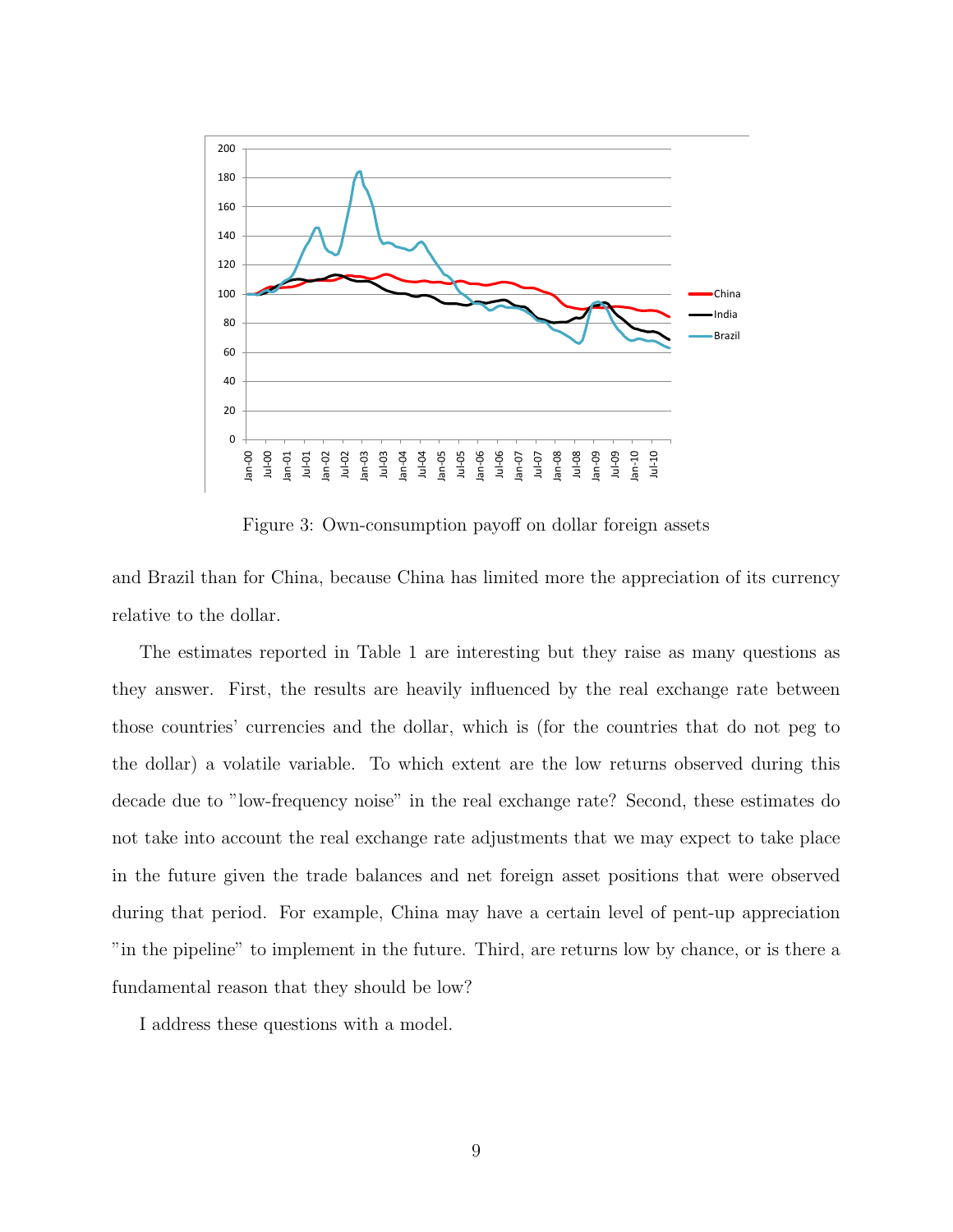Figure 3: Own-consumption payoff on dollar foreign assets

and Brazil than for China, because China has limited more the appreciation of its currency relative to the dollar.

The estimates reported in Table 1 are interesting but they raise as many questions as they answer. First, the results are heavily influenced by the real exchange rate between those countries' currencies and the dollar, which is (for the countries that do not peg to the dollar) a volatile variable. To which extent are the low returns observed during this decade due to "low-frequency noise" in the real exchange rate? Second, these estimates do not take into account the real exchange rate adjustments that we may expect to take place in the future given the trade balances and net foreign asset positions that were observed during that period. For example, China may have a certain level of pent-up appreciation "in the pipeline" to implement in the future. Third, are returns low by chance, or is there a fundamental reason that they should be low?

I address these questions with a model.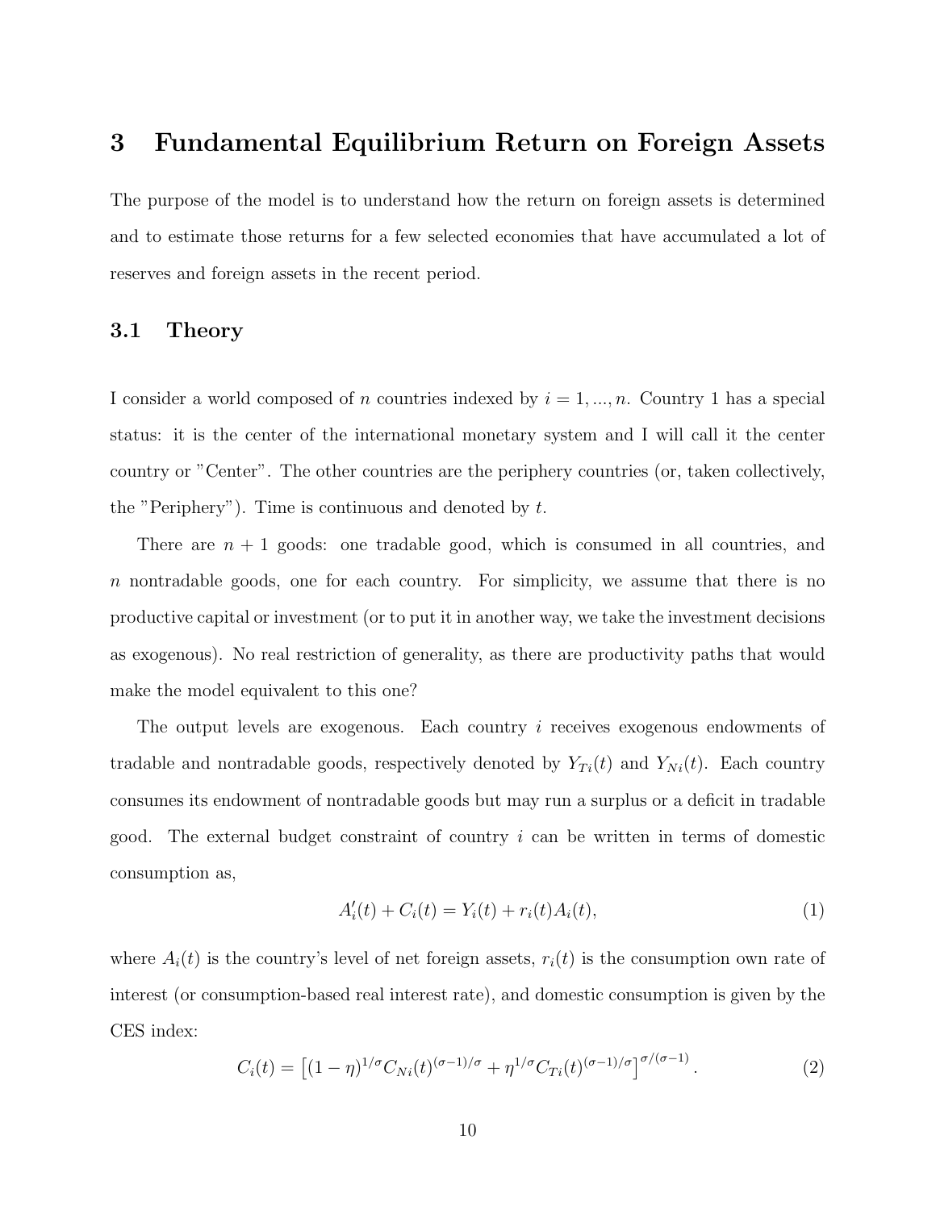# 3 Fundamental Equilibrium Return on Foreign Assets

The purpose of the model is to understand how the return on foreign assets is determined and to estimate those returns for a few selected economies that have accumulated a lot of reserves and foreign assets in the recent period.

## 3.1 Theory

I consider a world composed of $n$ countries indexed by $i = 1, ..., n$. Country 1 has a special status: it is the center of the international monetary system and I will call it the center country or "Center". The other countries are the periphery countries (or, taken collectively, the "Periphery"). Time is continuous and denoted by $t$.

There are $n + 1$ goods: one tradable good, which is consumed in all countries, and $n$ nontradable goods, one for each country. For simplicity, we assume that there is no productive capital or investment (or to put it in another way, we take the investment decisions as exogenous). No real restriction of generality, as there are productivity paths that would make the model equivalent to this one?

The output levels are exogenous. Each country $i$ receives exogenous endowments of tradable and nontradable goods, respectively denoted by $Y_{Ti}(t)$ and $Y_{Ni}(t)$. Each country consumes its endowment of nontradable goods but may run a surplus or a deficit in tradable good. The external budget constraint of country $i$ can be written in terms of domestic consumption as,

$$A_i'(t) + C_i(t) = Y_i(t) + r_i(t)A_i(t), \tag{1}$$

where $A_i(t)$ is the country's level of net foreign assets, $r_i(t)$ is the consumption own rate of interest (or consumption-based real interest rate), and domestic consumption is given by the CES index:

$$C_i(t) = \left[(1-\eta)^{1/\sigma} C_{Ni}(t)^{(\sigma-1)/\sigma} + \eta^{1/\sigma} C_{Ti}(t)^{(\sigma-1)/\sigma}\right]^{\sigma/(\sigma-1)}. \tag{2}$$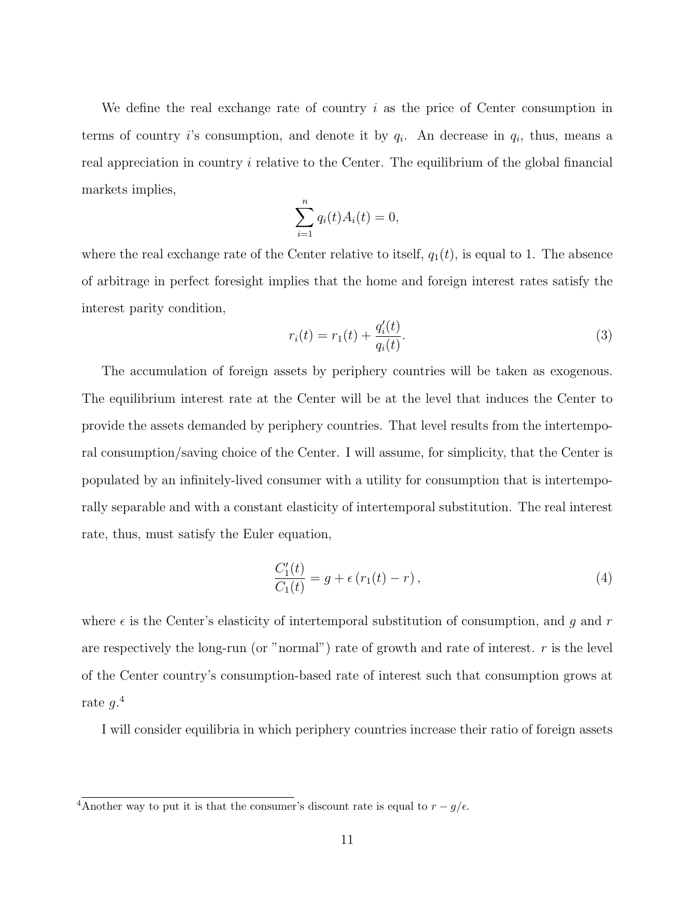We define the real exchange rate of country $i$ as the price of Center consumption in terms of country $i$'s consumption, and denote it by $q_i$. An decrease in $q_i$, thus, means a real appreciation in country $i$ relative to the Center. The equilibrium of the global financial markets implies,

$$\sum_{i=1}^{n} q_i(t) A_i(t) = 0,$$

where the real exchange rate of the Center relative to itself, $q_1(t)$, is equal to 1. The absence of arbitrage in perfect foresight implies that the home and foreign interest rates satisfy the interest parity condition,

$$r_i(t) = r_1(t) + \frac{q_i'(t)}{q_i(t)}. \tag{3}$$

The accumulation of foreign assets by periphery countries will be taken as exogenous. The equilibrium interest rate at the Center will be at the level that induces the Center to provide the assets demanded by periphery countries. That level results from the intertemporal consumption/saving choice of the Center. I will assume, for simplicity, that the Center is populated by an infinitely-lived consumer with a utility for consumption that is intertemporally separable and with a constant elasticity of intertemporal substitution. The real interest rate, thus, must satisfy the Euler equation,

$$\frac{C_1'(t)}{C_1(t)} = g + \epsilon \left( r_1(t) - r \right), \tag{4}$$

where $\epsilon$ is the Center's elasticity of intertemporal substitution of consumption, and $g$ and $r$ are respectively the long-run (or "normal") rate of growth and rate of interest. $r$ is the level of the Center country's consumption-based rate of interest such that consumption grows at rate $g$.[4]

I will consider equilibria in which periphery countries increase their ratio of foreign assets

[4] Another way to put it is that the consumer's discount rate is equal to $r - g/\epsilon$.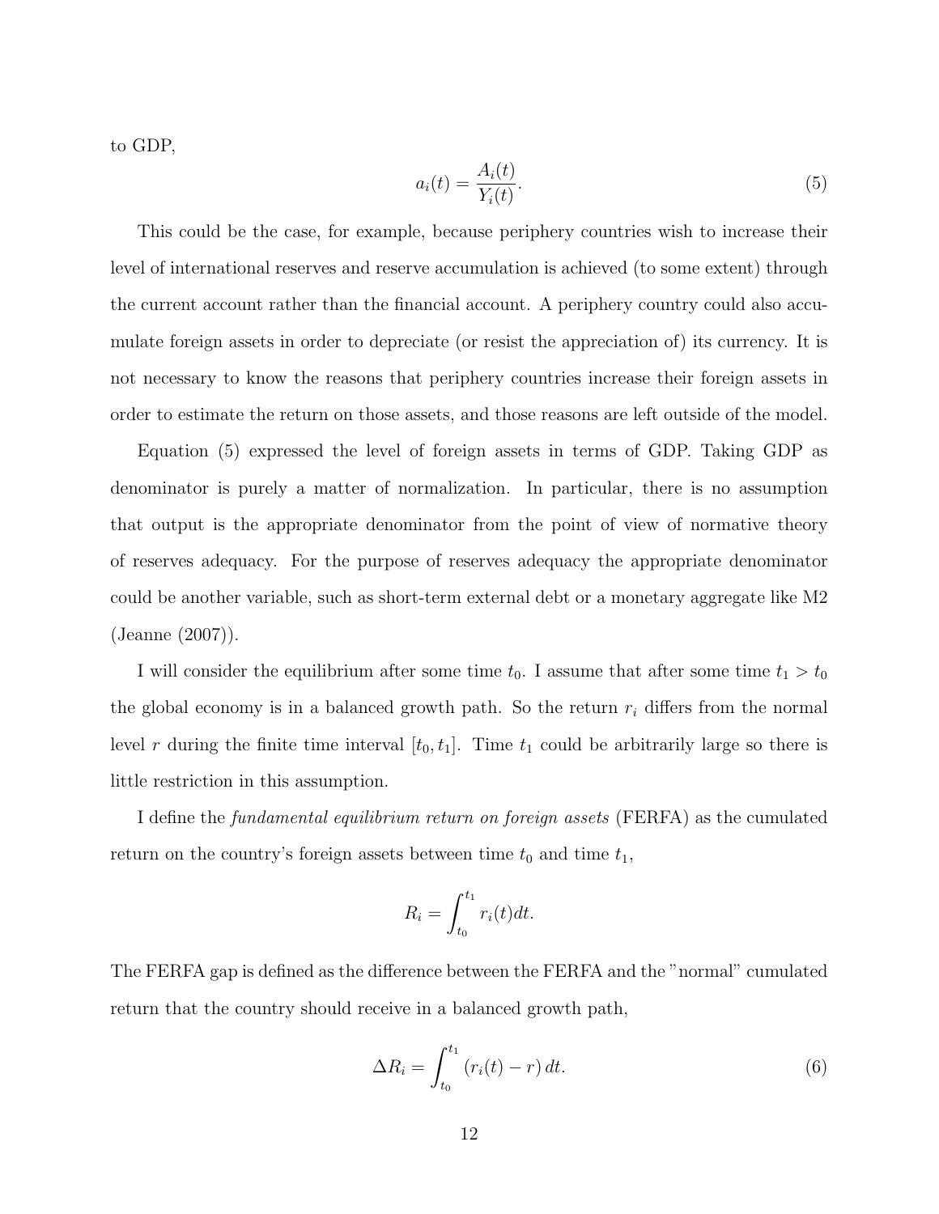to GDP,

$$a_i(t) = \frac{A_i(t)}{Y_i(t)}. \tag{5}$$

This could be the case, for example, because periphery countries wish to increase their level of international reserves and reserve accumulation is achieved (to some extent) through the current account rather than the financial account. A periphery country could also accumulate foreign assets in order to depreciate (or resist the appreciation of) its currency. It is not necessary to know the reasons that periphery countries increase their foreign assets in order to estimate the return on those assets, and those reasons are left outside of the model.

Equation (5) expressed the level of foreign assets in terms of GDP. Taking GDP as denominator is purely a matter of normalization. In particular, there is no assumption that output is the appropriate denominator from the point of view of normative theory of reserves adequacy. For the purpose of reserves adequacy the appropriate denominator could be another variable, such as short-term external debt or a monetary aggregate like M2 (Jeanne (2007)).

I will consider the equilibrium after some time $t_0$. I assume that after some time $t_1 > t_0$ the global economy is in a balanced growth path. So the return $r_i$ differs from the normal level $r$ during the finite time interval $[t_0, t_1]$. Time $t_1$ could be arbitrarily large so there is little restriction in this assumption.

I define the *fundamental equilibrium return on foreign assets* (FERFA) as the cumulated return on the country's foreign assets between time $t_0$ and time $t_1$,

$$R_i = \int_{t_0}^{t_1} r_i(t)dt.$$

The FERFA gap is defined as the difference between the FERFA and the "normal" cumulated return that the country should receive in a balanced growth path,

$$\Delta R_i = \int_{t_0}^{t_1} (r_i(t) - r)\, dt. \tag{6}$$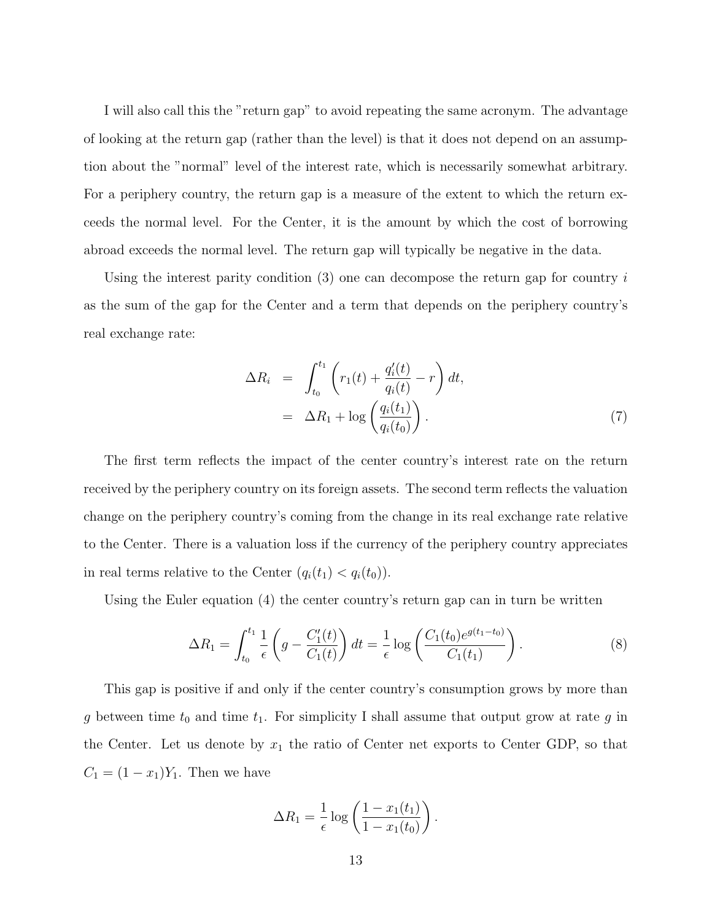I will also call this the "return gap" to avoid repeating the same acronym. The advantage of looking at the return gap (rather than the level) is that it does not depend on an assumption about the "normal" level of the interest rate, which is necessarily somewhat arbitrary. For a periphery country, the return gap is a measure of the extent to which the return exceeds the normal level. For the Center, it is the amount by which the cost of borrowing abroad exceeds the normal level. The return gap will typically be negative in the data.

Using the interest parity condition (3) one can decompose the return gap for country $i$ as the sum of the gap for the Center and a term that depends on the periphery country's real exchange rate:

$$\begin{aligned} \Delta R_i &= \int_{t_0}^{t_1} \left( r_1(t) + \frac{q_i'(t)}{q_i(t)} - r \right) dt, \\ &= \Delta R_1 + \log \left( \frac{q_i(t_1)}{q_i(t_0)} \right). \end{aligned} \tag{7}$$

The first term reflects the impact of the center country's interest rate on the return received by the periphery country on its foreign assets. The second term reflects the valuation change on the periphery country's coming from the change in its real exchange rate relative to the Center. There is a valuation loss if the currency of the periphery country appreciates in real terms relative to the Center ($q_i(t_1) < q_i(t_0)$).

Using the Euler equation (4) the center country's return gap can in turn be written

$$\Delta R_1 = \int_{t_0}^{t_1} \frac{1}{\epsilon} \left( g - \frac{C_1'(t)}{C_1(t)} \right) dt = \frac{1}{\epsilon} \log \left( \frac{C_1(t_0) e^{g(t_1 - t_0)}}{C_1(t_1)} \right). \tag{8}$$

This gap is positive if and only if the center country's consumption grows by more than $g$ between time $t_0$ and time $t_1$. For simplicity I shall assume that output grow at rate $g$ in the Center. Let us denote by $x_1$ the ratio of Center net exports to Center GDP, so that $C_1 = (1 - x_1)Y_1$. Then we have

$$\Delta R_1 = \frac{1}{\epsilon} \log \left( \frac{1 - x_1(t_1)}{1 - x_1(t_0)} \right).$$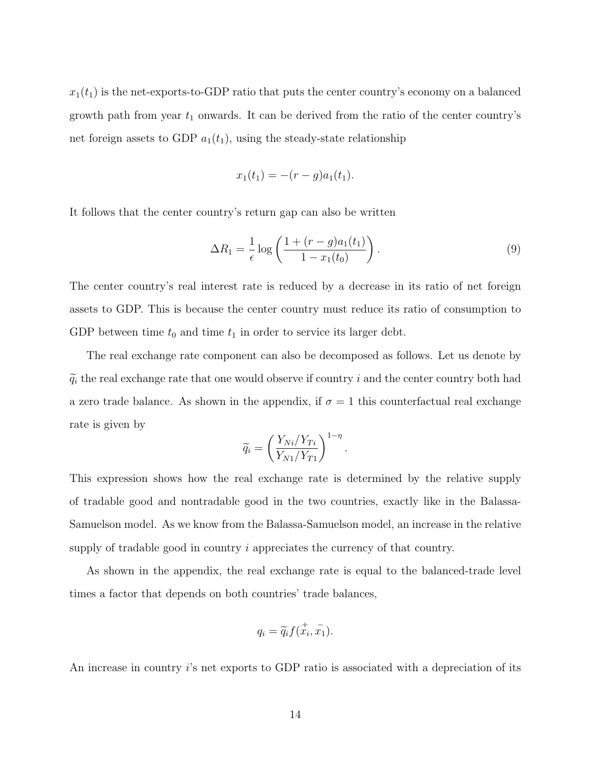$x_1(t_1)$ is the net-exports-to-GDP ratio that puts the center country's economy on a balanced growth path from year $t_1$ onwards. It can be derived from the ratio of the center country's net foreign assets to GDP $a_1(t_1)$, using the steady-state relationship

$$x_1(t_1) = -(r-g)a_1(t_1).$$

It follows that the center country's return gap can also be written

$$\Delta R_1 = \frac{1}{\epsilon} \log \left( \frac{1 + (r-g)a_1(t_1)}{1 - x_1(t_0)} \right). \tag{9}$$

The center country's real interest rate is reduced by a decrease in its ratio of net foreign assets to GDP. This is because the center country must reduce its ratio of consumption to GDP between time $t_0$ and time $t_1$ in order to service its larger debt.

The real exchange rate component can also be decomposed as follows. Let us denote by $\widetilde{q}_i$ the real exchange rate that one would observe if country $i$ and the center country both had a zero trade balance. As shown in the appendix, if $\sigma = 1$ this counterfactual real exchange rate is given by

$$\widetilde{q}_i = \left( \frac{Y_{Ni}/Y_{Ti}}{Y_{N1}/Y_{T1}} \right)^{1-\eta}.$$

This expression shows how the real exchange rate is determined by the relative supply of tradable good and nontradable good in the two countries, exactly like in the Balassa-Samuelson model. As we know from the Balassa-Samuelson model, an increase in the relative supply of tradable good in country $i$ appreciates the currency of that country.

As shown in the appendix, the real exchange rate is equal to the balanced-trade level times a factor that depends on both countries' trade balances,

$$q_i = \widetilde{q}_i f(\overset{+}{x_i}, \overset{-}{x_1}).$$

An increase in country $i$'s net exports to GDP ratio is associated with a depreciation of its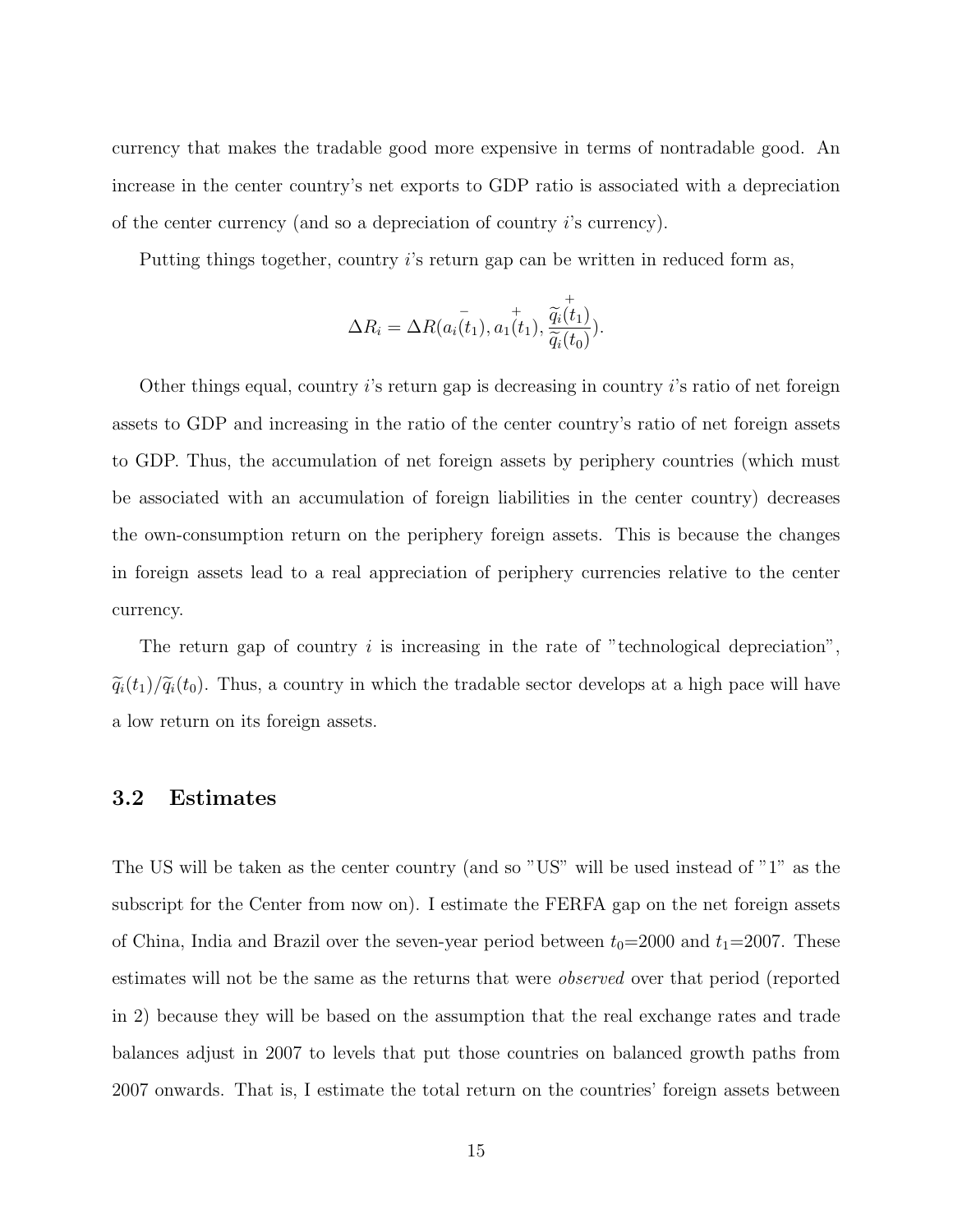currency that makes the tradable good more expensive in terms of nontradable good. An increase in the center country's net exports to GDP ratio is associated with a depreciation of the center currency (and so a depreciation of country $i$'s currency).

Putting things together, country $i$'s return gap can be written in reduced form as,

$$\Delta R_i = \Delta R(\overset{-}{a_i(t_1)}, \overset{+}{a_1(t_1)}, \overset{+}{\frac{\widetilde{q}_i(t_1)}{\widetilde{q}_i(t_0)}}).$$

Other things equal, country $i$'s return gap is decreasing in country $i$'s ratio of net foreign assets to GDP and increasing in the ratio of the center country's ratio of net foreign assets to GDP. Thus, the accumulation of net foreign assets by periphery countries (which must be associated with an accumulation of foreign liabilities in the center country) decreases the own-consumption return on the periphery foreign assets. This is because the changes in foreign assets lead to a real appreciation of periphery currencies relative to the center currency.

The return gap of country $i$ is increasing in the rate of "technological depreciation", $\widetilde{q}_i(t_1)/\widetilde{q}_i(t_0)$. Thus, a country in which the tradable sector develops at a high pace will have a low return on its foreign assets.

### 3.2 Estimates

The US will be taken as the center country (and so "US" will be used instead of "1" as the subscript for the Center from now on). I estimate the FERFA gap on the net foreign assets of China, India and Brazil over the seven-year period between $t_0$=2000 and $t_1$=2007. These estimates will not be the same as the returns that were *observed* over that period (reported in 2) because they will be based on the assumption that the real exchange rates and trade balances adjust in 2007 to levels that put those countries on balanced growth paths from 2007 onwards. That is, I estimate the total return on the countries' foreign assets between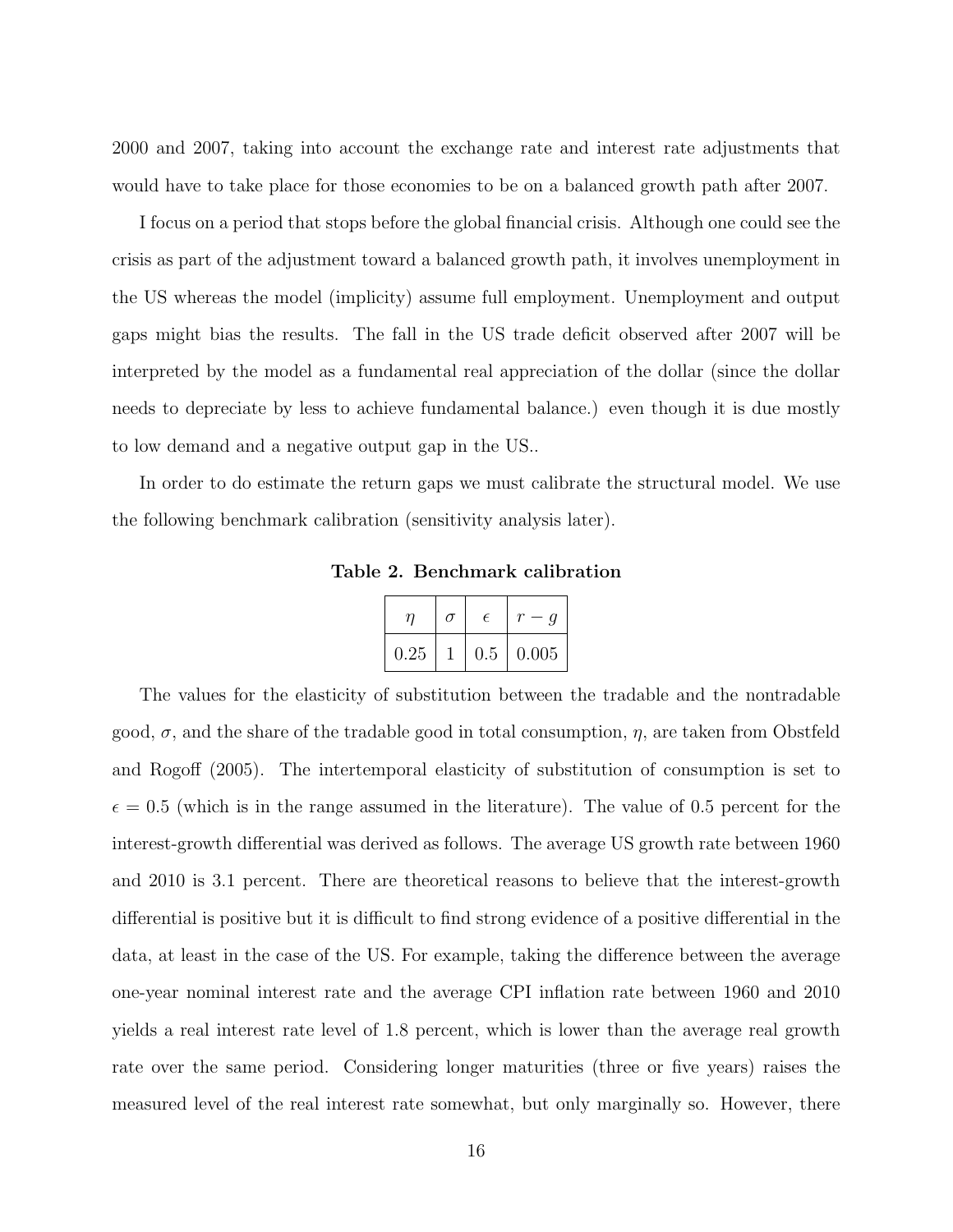2000 and 2007, taking into account the exchange rate and interest rate adjustments that would have to take place for those economies to be on a balanced growth path after 2007.

I focus on a period that stops before the global financial crisis. Although one could see the crisis as part of the adjustment toward a balanced growth path, it involves unemployment in the US whereas the model (implicity) assume full employment. Unemployment and output gaps might bias the results. The fall in the US trade deficit observed after 2007 will be interpreted by the model as a fundamental real appreciation of the dollar (since the dollar needs to depreciate by less to achieve fundamental balance.) even though it is due mostly to low demand and a negative output gap in the US..

In order to do estimate the return gaps we must calibrate the structural model. We use the following benchmark calibration (sensitivity analysis later).

**Table 2. Benchmark calibration**

| $\eta$ | $\sigma$ | $\epsilon$ | $r-g$ |
|---|---|---|---|
| 0.25 | 1 | 0.5 | 0.005 |

The values for the elasticity of substitution between the tradable and the nontradable good, $\sigma$, and the share of the tradable good in total consumption, $\eta$, are taken from Obstfeld and Rogoff (2005). The intertemporal elasticity of substitution of consumption is set to $\epsilon = 0.5$ (which is in the range assumed in the literature). The value of 0.5 percent for the interest-growth differential was derived as follows. The average US growth rate between 1960 and 2010 is 3.1 percent. There are theoretical reasons to believe that the interest-growth differential is positive but it is difficult to find strong evidence of a positive differential in the data, at least in the case of the US. For example, taking the difference between the average one-year nominal interest rate and the average CPI inflation rate between 1960 and 2010 yields a real interest rate level of 1.8 percent, which is lower than the average real growth rate over the same period. Considering longer maturities (three or five years) raises the measured level of the real interest rate somewhat, but only marginally so. However, there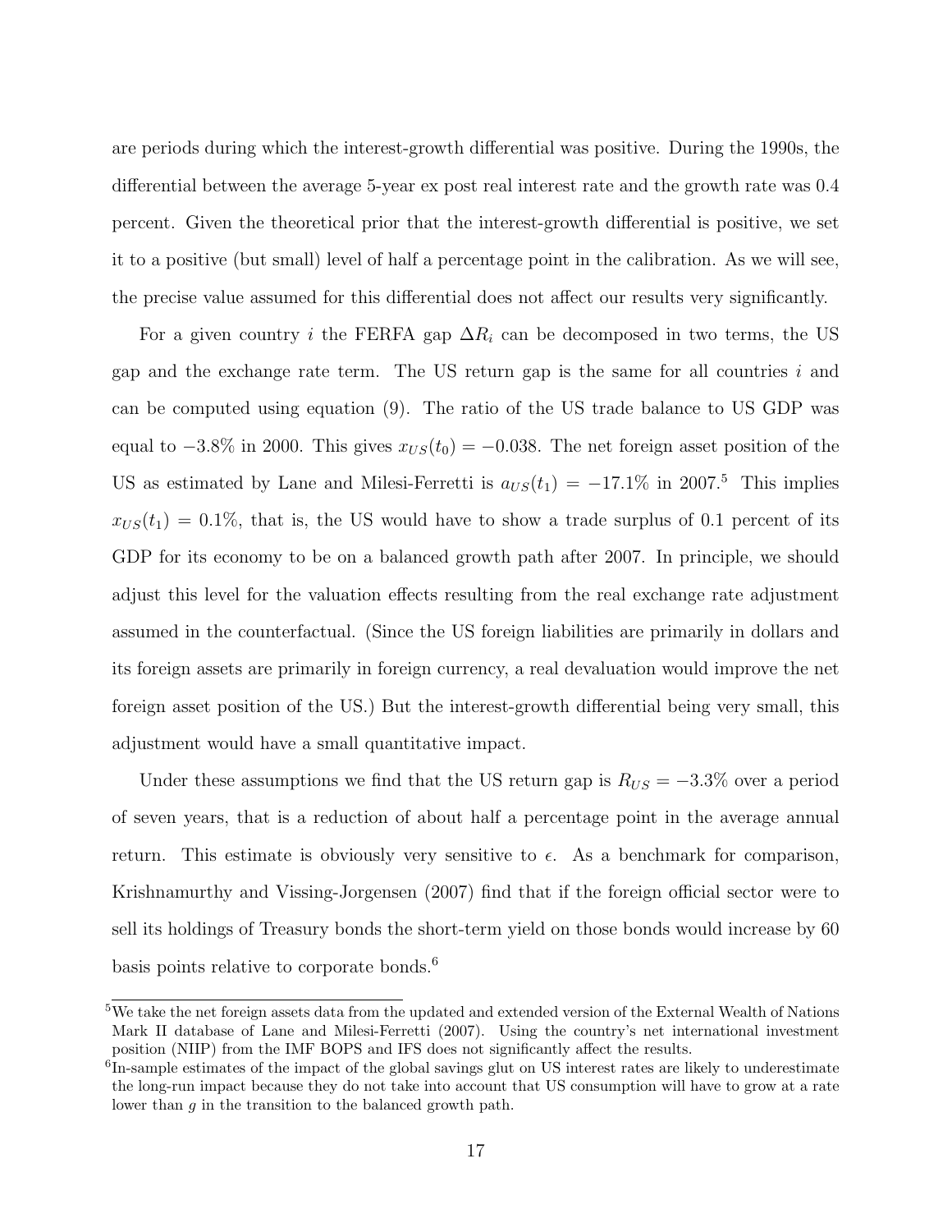are periods during which the interest-growth differential was positive. During the 1990s, the differential between the average 5-year ex post real interest rate and the growth rate was 0.4 percent. Given the theoretical prior that the interest-growth differential is positive, we set it to a positive (but small) level of half a percentage point in the calibration. As we will see, the precise value assumed for this differential does not affect our results very significantly.

For a given country $i$ the FERFA gap $\Delta R_i$ can be decomposed in two terms, the US gap and the exchange rate term. The US return gap is the same for all countries $i$ and can be computed using equation (9). The ratio of the US trade balance to US GDP was equal to $-3.8\%$ in 2000. This gives $x_{US}(t_0) = -0.038$. The net foreign asset position of the US as estimated by Lane and Milesi-Ferretti is $a_{US}(t_1) = -17.1\%$ in 2007.[5] This implies $x_{US}(t_1) = 0.1\%$, that is, the US would have to show a trade surplus of 0.1 percent of its GDP for its economy to be on a balanced growth path after 2007. In principle, we should adjust this level for the valuation effects resulting from the real exchange rate adjustment assumed in the counterfactual. (Since the US foreign liabilities are primarily in dollars and its foreign assets are primarily in foreign currency, a real devaluation would improve the net foreign asset position of the US.) But the interest-growth differential being very small, this adjustment would have a small quantitative impact.

Under these assumptions we find that the US return gap is $R_{US} = -3.3\%$ over a period of seven years, that is a reduction of about half a percentage point in the average annual return. This estimate is obviously very sensitive to $\epsilon$. As a benchmark for comparison, Krishnamurthy and Vissing-Jorgensen (2007) find that if the foreign official sector were to sell its holdings of Treasury bonds the short-term yield on those bonds would increase by 60 basis points relative to corporate bonds.[6]

[5] We take the net foreign assets data from the updated and extended version of the External Wealth of Nations Mark II database of Lane and Milesi-Ferretti (2007). Using the country's net international investment position (NIIP) from the IMF BOPS and IFS does not significantly affect the results.

[6] In-sample estimates of the impact of the global savings glut on US interest rates are likely to underestimate the long-run impact because they do not take into account that US consumption will have to grow at a rate lower than $g$ in the transition to the balanced growth path.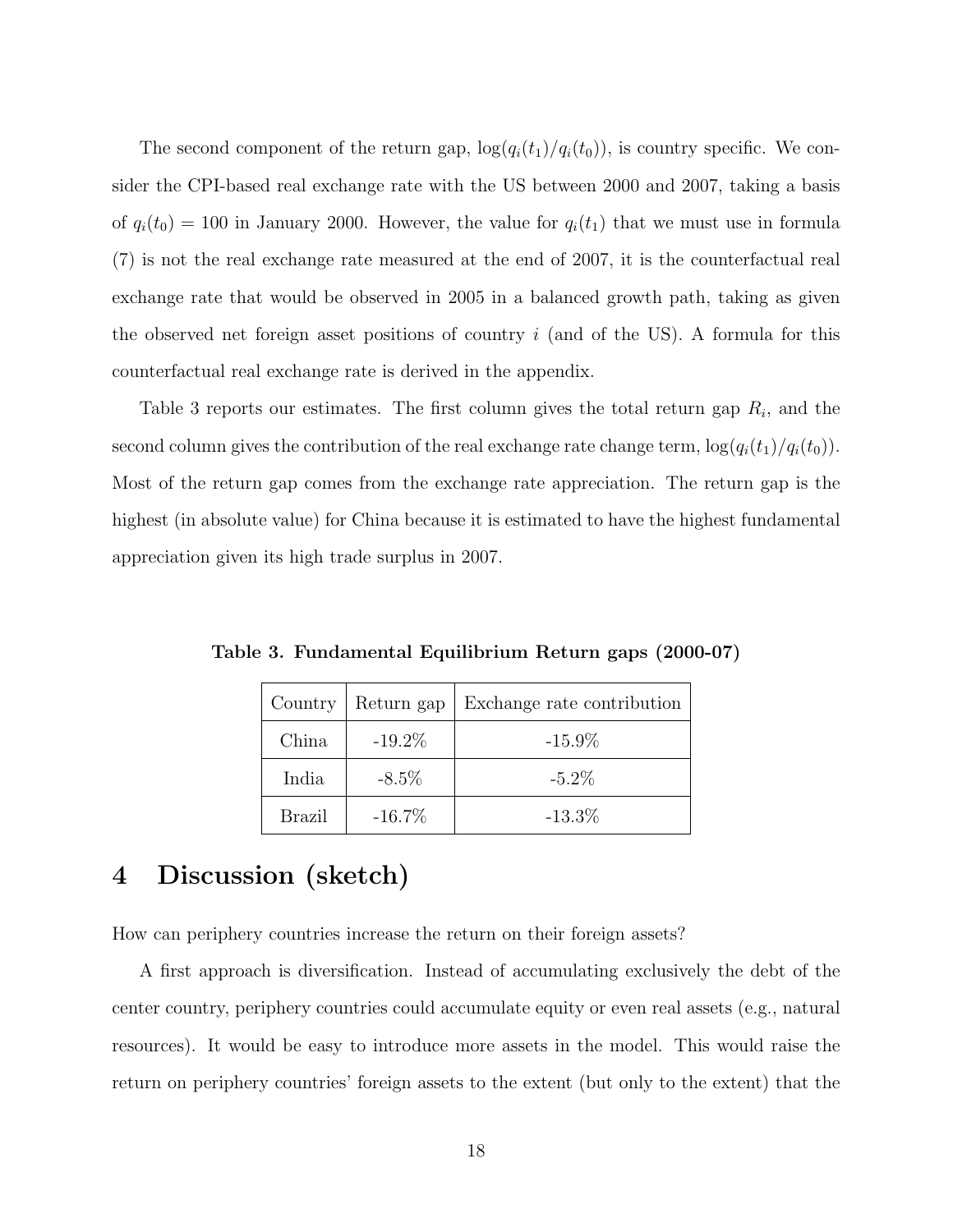The second component of the return gap, $\log(q_i(t_1)/q_i(t_0))$, is country specific. We consider the CPI-based real exchange rate with the US between 2000 and 2007, taking a basis of $q_i(t_0) = 100$ in January 2000. However, the value for $q_i(t_1)$ that we must use in formula (7) is not the real exchange rate measured at the end of 2007, it is the counterfactual real exchange rate that would be observed in 2005 in a balanced growth path, taking as given the observed net foreign asset positions of country $i$ (and of the US). A formula for this counterfactual real exchange rate is derived in the appendix.

Table 3 reports our estimates. The first column gives the total return gap $R_i$, and the second column gives the contribution of the real exchange rate change term, $\log(q_i(t_1)/q_i(t_0))$. Most of the return gap comes from the exchange rate appreciation. The return gap is the highest (in absolute value) for China because it is estimated to have the highest fundamental appreciation given its high trade surplus in 2007.

**Table 3. Fundamental Equilibrium Return gaps (2000-07)**

| Country | Return gap | Exchange rate contribution |
|---|---|---|
| China | -19.2% | -15.9% |
| India | -8.5% | -5.2% |
| Brazil | -16.7% | -13.3% |

# 4 Discussion (sketch)

How can periphery countries increase the return on their foreign assets?

A first approach is diversification. Instead of accumulating exclusively the debt of the center country, periphery countries could accumulate equity or even real assets (e.g., natural resources). It would be easy to introduce more assets in the model. This would raise the return on periphery countries' foreign assets to the extent (but only to the extent) that the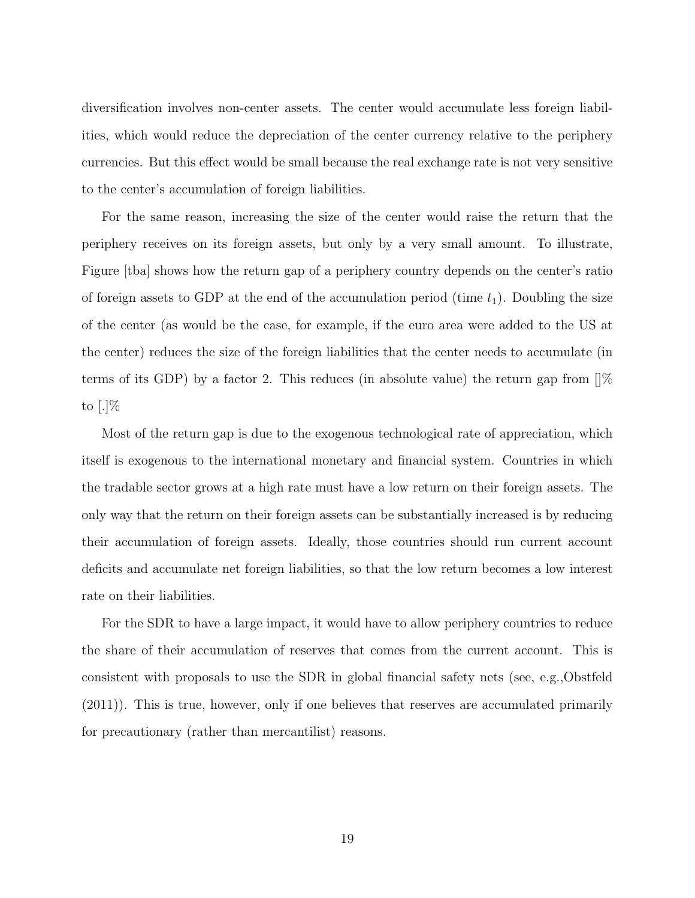diversification involves non-center assets. The center would accumulate less foreign liabilities, which would reduce the depreciation of the center currency relative to the periphery currencies. But this effect would be small because the real exchange rate is not very sensitive to the center's accumulation of foreign liabilities.

For the same reason, increasing the size of the center would raise the return that the periphery receives on its foreign assets, but only by a very small amount. To illustrate, Figure [tba] shows how the return gap of a periphery country depends on the center's ratio of foreign assets to GDP at the end of the accumulation period (time $t_1$). Doubling the size of the center (as would be the case, for example, if the euro area were added to the US at the center) reduces the size of the foreign liabilities that the center needs to accumulate (in terms of its GDP) by a factor 2. This reduces (in absolute value) the return gap from []% to [.]%

Most of the return gap is due to the exogenous technological rate of appreciation, which itself is exogenous to the international monetary and financial system. Countries in which the tradable sector grows at a high rate must have a low return on their foreign assets. The only way that the return on their foreign assets can be substantially increased is by reducing their accumulation of foreign assets. Ideally, those countries should run current account deficits and accumulate net foreign liabilities, so that the low return becomes a low interest rate on their liabilities.

For the SDR to have a large impact, it would have to allow periphery countries to reduce the share of their accumulation of reserves that comes from the current account. This is consistent with proposals to use the SDR in global financial safety nets (see, e.g.,Obstfeld (2011)). This is true, however, only if one believes that reserves are accumulated primarily for precautionary (rather than mercantilist) reasons.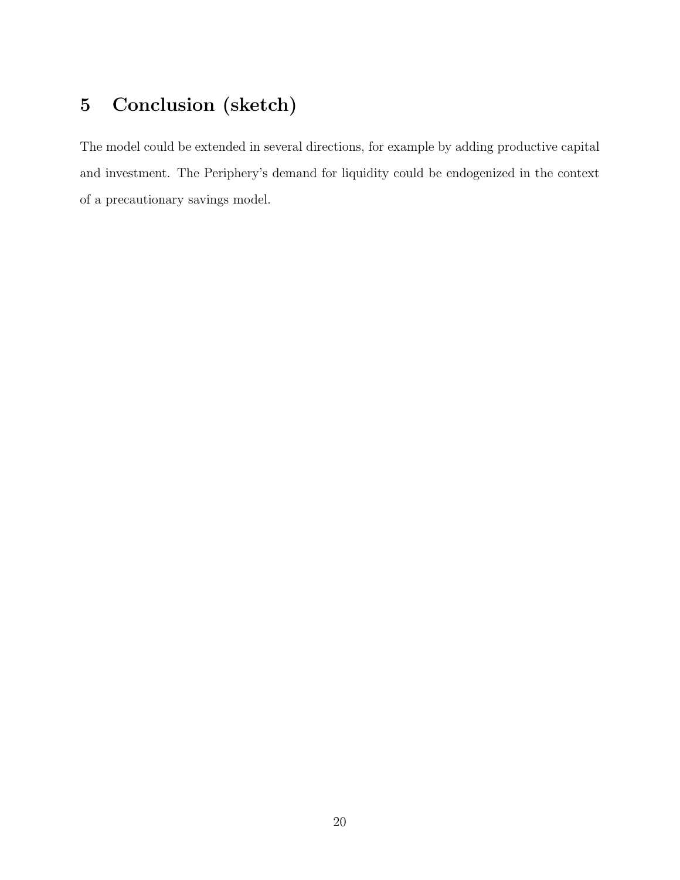## 5 Conclusion (sketch)

The model could be extended in several directions, for example by adding productive capital and investment. The Periphery's demand for liquidity could be endogenized in the context of a precautionary savings model.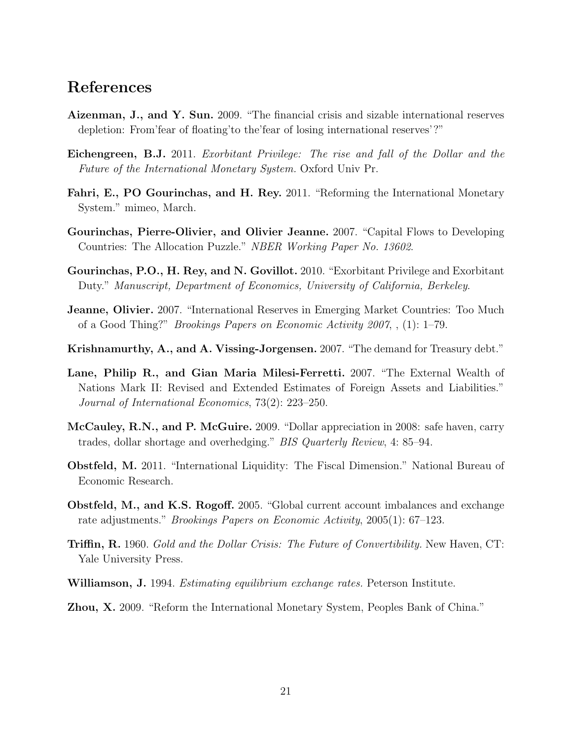## References

**Aizenman, J., and Y. Sun.** 2009. "The financial crisis and sizable international reserves depletion: From'fear of floating'to the'fear of losing international reserves'?"

**Eichengreen, B.J.** 2011. *Exorbitant Privilege: The rise and fall of the Dollar and the Future of the International Monetary System.* Oxford Univ Pr.

**Fahri, E., PO Gourinchas, and H. Rey.** 2011. "Reforming the International Monetary System." mimeo, March.

**Gourinchas, Pierre-Olivier, and Olivier Jeanne.** 2007. "Capital Flows to Developing Countries: The Allocation Puzzle." *NBER Working Paper No. 13602*.

**Gourinchas, P.O., H. Rey, and N. Govillot.** 2010. "Exorbitant Privilege and Exorbitant Duty." *Manuscript, Department of Economics, University of California, Berkeley.*

**Jeanne, Olivier.** 2007. "International Reserves in Emerging Market Countries: Too Much of a Good Thing?" *Brookings Papers on Economic Activity 2007*, , (1): 1–79.

**Krishnamurthy, A., and A. Vissing-Jorgensen.** 2007. "The demand for Treasury debt."

**Lane, Philip R., and Gian Maria Milesi-Ferretti.** 2007. "The External Wealth of Nations Mark II: Revised and Extended Estimates of Foreign Assets and Liabilities." *Journal of International Economics*, 73(2): 223–250.

**McCauley, R.N., and P. McGuire.** 2009. "Dollar appreciation in 2008: safe haven, carry trades, dollar shortage and overhedging." *BIS Quarterly Review*, 4: 85–94.

**Obstfeld, M.** 2011. "International Liquidity: The Fiscal Dimension." National Bureau of Economic Research.

**Obstfeld, M., and K.S. Rogoff.** 2005. "Global current account imbalances and exchange rate adjustments." *Brookings Papers on Economic Activity*, 2005(1): 67–123.

**Triffin, R.** 1960. *Gold and the Dollar Crisis: The Future of Convertibility.* New Haven, CT: Yale University Press.

**Williamson, J.** 1994. *Estimating equilibrium exchange rates.* Peterson Institute.

**Zhou, X.** 2009. "Reform the International Monetary System, Peoples Bank of China."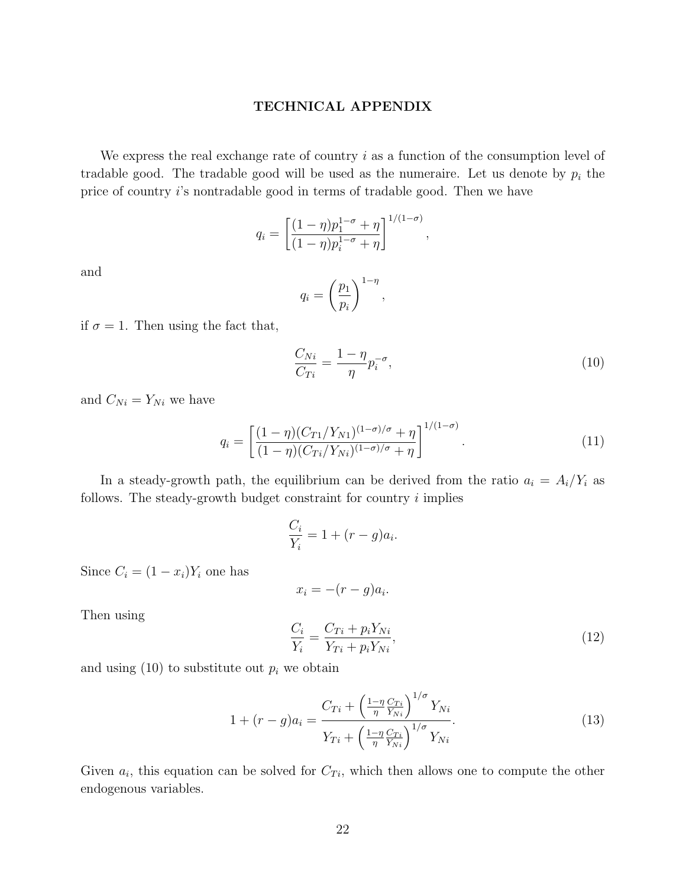## TECHNICAL APPENDIX

We express the real exchange rate of country $i$ as a function of the consumption level of tradable good. The tradable good will be used as the numeraire. Let us denote by $p_i$ the price of country $i$'s nontradable good in terms of tradable good. Then we have

$$q_i = \left[\frac{(1-\eta)p_1^{1-\sigma} + \eta}{(1-\eta)p_i^{1-\sigma} + \eta}\right]^{1/(1-\sigma)},$$

and

$$q_i = \left(\frac{p_1}{p_i}\right)^{1-\eta},$$

if $\sigma = 1$. Then using the fact that,

$$\frac{C_{Ni}}{C_{Ti}} = \frac{1-\eta}{\eta} p_i^{-\sigma}, \tag{10}$$

and $C_{Ni} = Y_{Ni}$ we have

$$q_i = \left[\frac{(1-\eta)(C_{T1}/Y_{N1})^{(1-\sigma)/\sigma} + \eta}{(1-\eta)(C_{Ti}/Y_{Ni})^{(1-\sigma)/\sigma} + \eta}\right]^{1/(1-\sigma)}. \tag{11}$$

In a steady-growth path, the equilibrium can be derived from the ratio $a_i = A_i/Y_i$ as follows. The steady-growth budget constraint for country $i$ implies

$$\frac{C_i}{Y_i} = 1 + (r-g)a_i.$$

Since $C_i = (1-x_i)Y_i$ one has

$$x_i = -(r-g)a_i.$$

Then using

$$\frac{C_i}{Y_i} = \frac{C_{Ti} + p_i Y_{Ni}}{Y_{Ti} + p_i Y_{Ni}}, \tag{12}$$

and using (10) to substitute out $p_i$ we obtain

$$1 + (r-g)a_i = \frac{C_{Ti} + \left(\frac{1-\eta}{\eta}\frac{C_{Ti}}{Y_{Ni}}\right)^{1/\sigma} Y_{Ni}}{Y_{Ti} + \left(\frac{1-\eta}{\eta}\frac{C_{Ti}}{Y_{Ni}}\right)^{1/\sigma} Y_{Ni}}. \tag{13}$$

Given $a_i$, this equation can be solved for $C_{Ti}$, which then allows one to compute the other endogenous variables.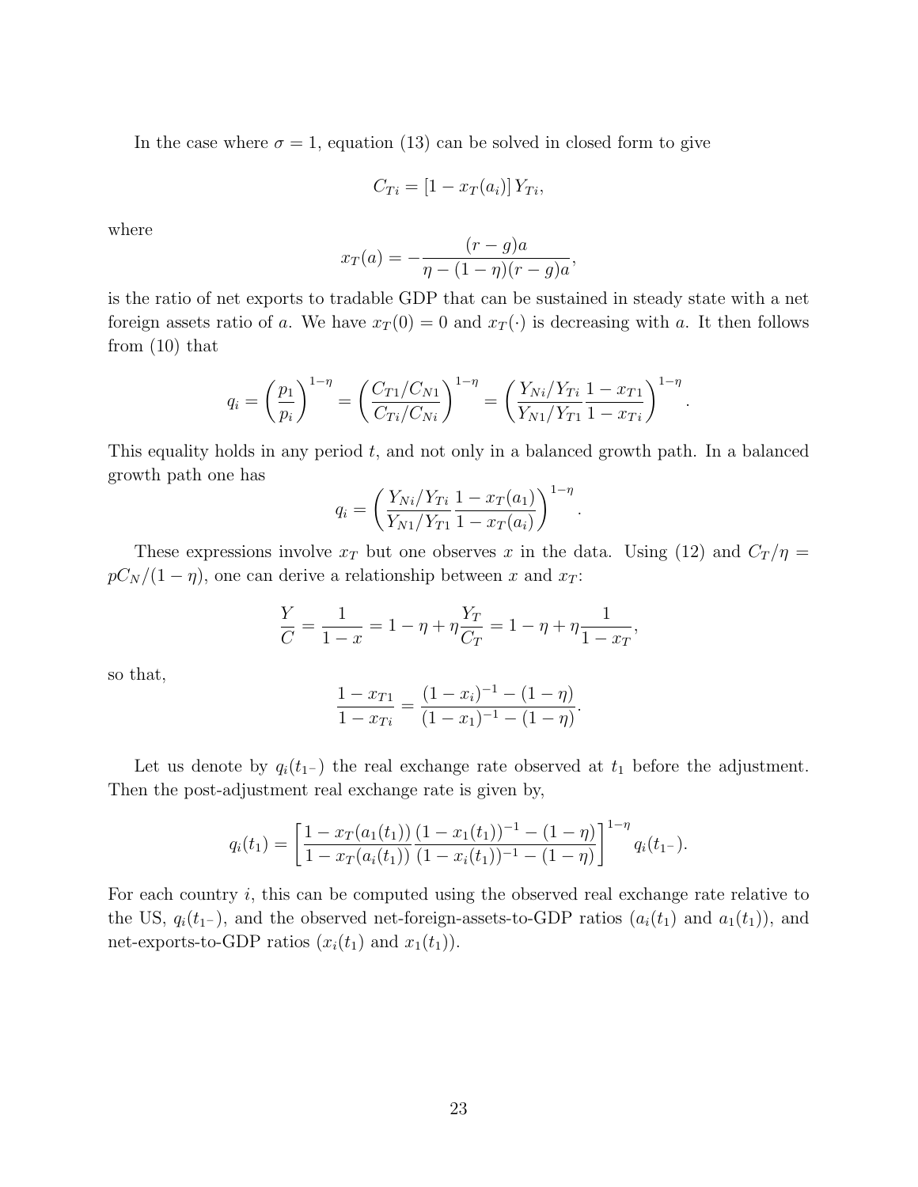In the case where $\sigma = 1$, equation (13) can be solved in closed form to give

$$C_{Ti} = [1 - x_T(a_i)] \, Y_{Ti},$$

where

$$x_T(a) = -\frac{(r-g)a}{\eta - (1-\eta)(r-g)a},$$

is the ratio of net exports to tradable GDP that can be sustained in steady state with a net foreign assets ratio of $a$. We have $x_T(0) = 0$ and $x_T(\cdot)$ is decreasing with $a$. It then follows from (10) that

$$q_i = \left(\frac{p_1}{p_i}\right)^{1-\eta} = \left(\frac{C_{T1}/C_{N1}}{C_{Ti}/C_{Ni}}\right)^{1-\eta} = \left(\frac{Y_{Ni}/Y_{Ti}}{Y_{N1}/Y_{T1}} \frac{1-x_{T1}}{1-x_{Ti}}\right)^{1-\eta}.$$

This equality holds in any period $t$, and not only in a balanced growth path. In a balanced growth path one has

$$q_i = \left(\frac{Y_{Ni}/Y_{Ti}}{Y_{N1}/Y_{T1}} \frac{1-x_T(a_1)}{1-x_T(a_i)}\right)^{1-\eta}.$$

These expressions involve $x_T$ but one observes $x$ in the data. Using (12) and $C_T/\eta = pC_N/(1-\eta)$, one can derive a relationship between $x$ and $x_T$:

$$\frac{Y}{C} = \frac{1}{1-x} = 1 - \eta + \eta\frac{Y_T}{C_T} = 1 - \eta + \eta\frac{1}{1-x_T},$$

so that,

$$\frac{1-x_{T1}}{1-x_{Ti}} = \frac{(1-x_i)^{-1} - (1-\eta)}{(1-x_1)^{-1} - (1-\eta)}.$$

Let us denote by $q_i(t_{1^-})$ the real exchange rate observed at $t_1$ before the adjustment. Then the post-adjustment real exchange rate is given by,

$$q_i(t_1) = \left[\frac{1-x_T(a_1(t_1))}{1-x_T(a_i(t_1))} \frac{(1-x_1(t_1))^{-1} - (1-\eta)}{(1-x_i(t_1))^{-1} - (1-\eta)}\right]^{1-\eta} q_i(t_{1^-}).$$

For each country $i$, this can be computed using the observed real exchange rate relative to the US, $q_i(t_{1^-})$, and the observed net-foreign-assets-to-GDP ratios ($a_i(t_1)$ and $a_1(t_1)$), and net-exports-to-GDP ratios ($x_i(t_1)$ and $x_1(t_1)$).